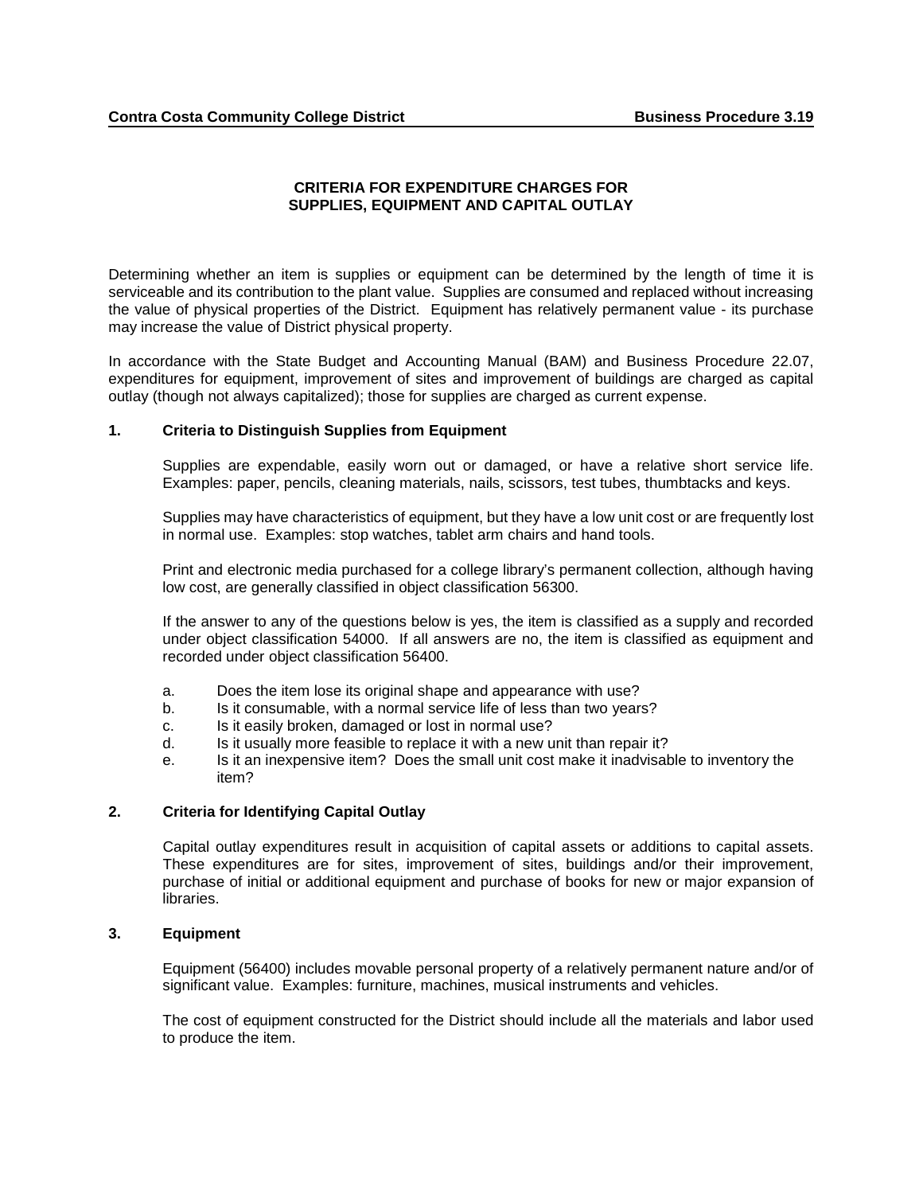Contra Costa Community College District | Business Procedure 3.19

## CRITERIA FOR EXPENDITURE CHARGES FOR SUPPLIES, EQUIPMENT AND CAPITAL OUTLAY

Determining whether an item is supplies or equipment can be determined by the length of time it is serviceable and its contribution to the plant value. Supplies are consumed and replaced without increasing the value of physical properties of the District. Equipment has relatively permanent value - its purchase may increase the value of District physical property.

In accordance with the State Budget and Accounting Manual (BAM) and Business Procedure 22.07, expenditures for equipment, improvement of sites and improvement of buildings are charged as capital outlay (though not always capitalized); those for supplies are charged as current expense.

### 1. Criteria to Distinguish Supplies from Equipment

Supplies are expendable, easily worn out or damaged, or have a relative short service life. Examples: paper, pencils, cleaning materials, nails, scissors, test tubes, thumbtacks and keys.

Supplies may have characteristics of equipment, but they have a low unit cost or are frequently lost in normal use. Examples: stop watches, tablet arm chairs and hand tools.

Print and electronic media purchased for a college library's permanent collection, although having low cost, are generally classified in object classification 56300.

If the answer to any of the questions below is yes, the item is classified as a supply and recorded under object classification 54000. If all answers are no, the item is classified as equipment and recorded under object classification 56400.

a. Does the item lose its original shape and appearance with use?
b. Is it consumable, with a normal service life of less than two years?
c. Is it easily broken, damaged or lost in normal use?
d. Is it usually more feasible to replace it with a new unit than repair it?
e. Is it an inexpensive item? Does the small unit cost make it inadvisable to inventory the item?

### 2. Criteria for Identifying Capital Outlay

Capital outlay expenditures result in acquisition of capital assets or additions to capital assets. These expenditures are for sites, improvement of sites, buildings and/or their improvement, purchase of initial or additional equipment and purchase of books for new or major expansion of libraries.

### 3. Equipment

Equipment (56400) includes movable personal property of a relatively permanent nature and/or of significant value. Examples: furniture, machines, musical instruments and vehicles.

The cost of equipment constructed for the District should include all the materials and labor used to produce the item.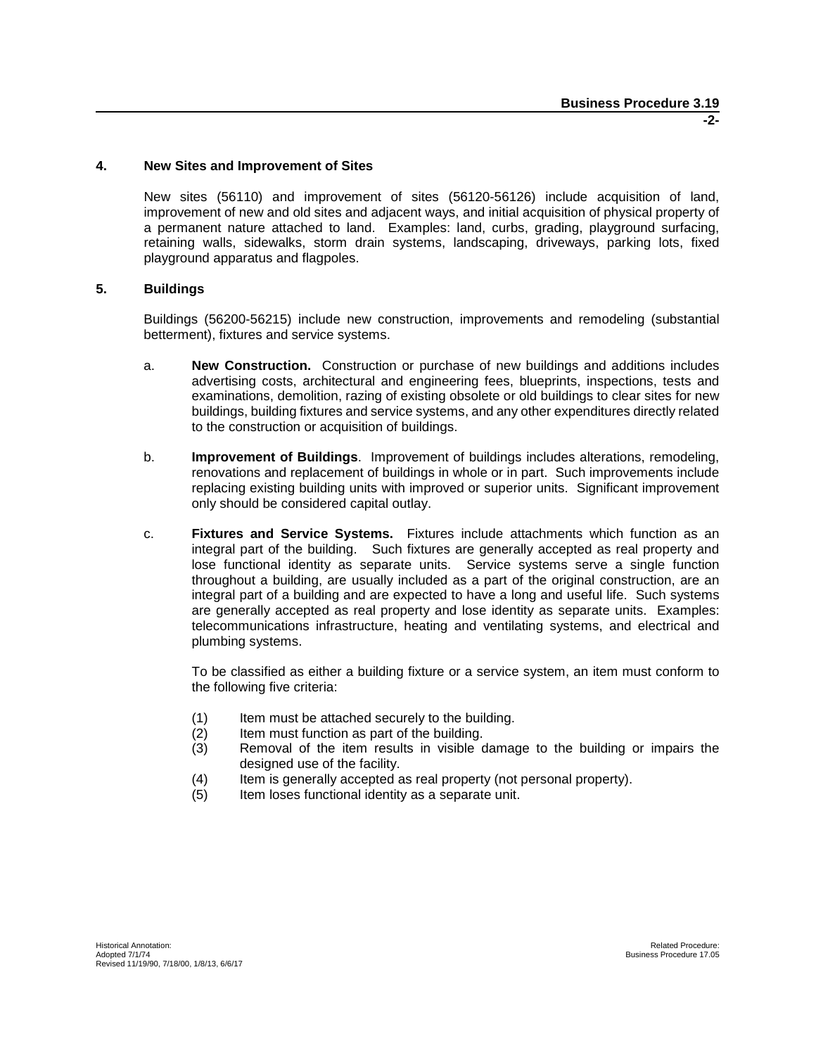**4. New Sites and Improvement of Sites**

New sites (56110) and improvement of sites (56120-56126) include acquisition of land, improvement of new and old sites and adjacent ways, and initial acquisition of physical property of a permanent nature attached to land. Examples: land, curbs, grading, playground surfacing, retaining walls, sidewalks, storm drain systems, landscaping, driveways, parking lots, fixed playground apparatus and flagpoles.

**5. Buildings**

Buildings (56200-56215) include new construction, improvements and remodeling (substantial betterment), fixtures and service systems.

a. **New Construction.** Construction or purchase of new buildings and additions includes advertising costs, architectural and engineering fees, blueprints, inspections, tests and examinations, demolition, razing of existing obsolete or old buildings to clear sites for new buildings, building fixtures and service systems, and any other expenditures directly related to the construction or acquisition of buildings.

b. **Improvement of Buildings**. Improvement of buildings includes alterations, remodeling, renovations and replacement of buildings in whole or in part. Such improvements include replacing existing building units with improved or superior units. Significant improvement only should be considered capital outlay.

c. **Fixtures and Service Systems.** Fixtures include attachments which function as an integral part of the building. Such fixtures are generally accepted as real property and lose functional identity as separate units. Service systems serve a single function throughout a building, are usually included as a part of the original construction, are an integral part of a building and are expected to have a long and useful life. Such systems are generally accepted as real property and lose identity as separate units. Examples: telecommunications infrastructure, heating and ventilating systems, and electrical and plumbing systems.

To be classified as either a building fixture or a service system, an item must conform to the following five criteria:

(1) Item must be attached securely to the building.
(2) Item must function as part of the building.
(3) Removal of the item results in visible damage to the building or impairs the designed use of the facility.
(4) Item is generally accepted as real property (not personal property).
(5) Item loses functional identity as a separate unit.

Historical Annotation:
Adopted 7/1/74
Revised 11/19/90, 7/18/00, 1/8/13, 6/6/17

Related Procedure:
Business Procedure 17.05